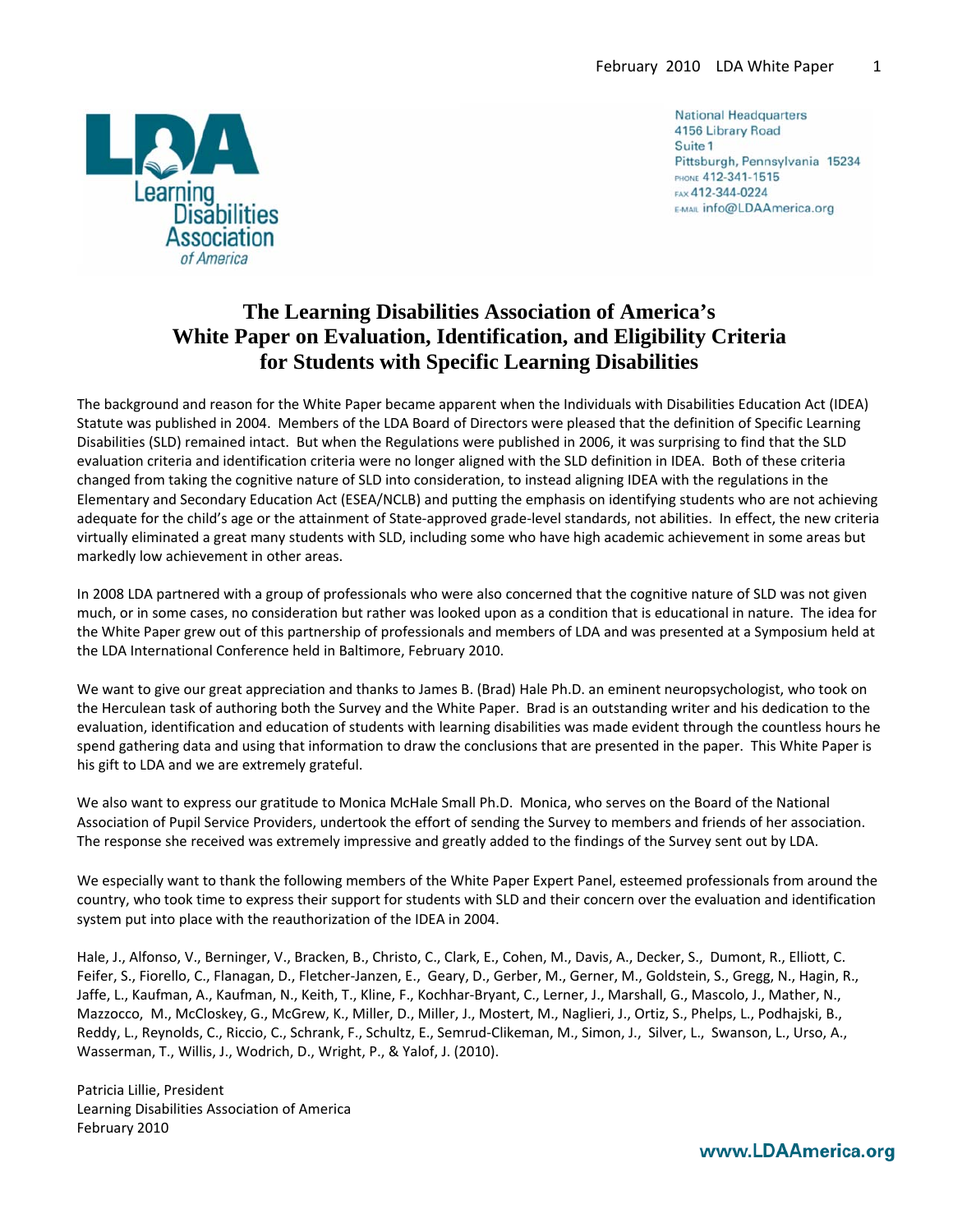National Headquarters
4156 Library Road
Suite 1
Pittsburgh, Pennsylvania 15234
PHONE 412-341-1515
FAX 412-344-0224
E-MAIL info@LDAAmerica.org

# The Learning Disabilities Association of America's White Paper on Evaluation, Identification, and Eligibility Criteria for Students with Specific Learning Disabilities

The background and reason for the White Paper became apparent when the Individuals with Disabilities Education Act (IDEA) Statute was published in 2004. Members of the LDA Board of Directors were pleased that the definition of Specific Learning Disabilities (SLD) remained intact. But when the Regulations were published in 2006, it was surprising to find that the SLD evaluation criteria and identification criteria were no longer aligned with the SLD definition in IDEA. Both of these criteria changed from taking the cognitive nature of SLD into consideration, to instead aligning IDEA with the regulations in the Elementary and Secondary Education Act (ESEA/NCLB) and putting the emphasis on identifying students who are not achieving adequate for the child's age or the attainment of State-approved grade-level standards, not abilities. In effect, the new criteria virtually eliminated a great many students with SLD, including some who have high academic achievement in some areas but markedly low achievement in other areas.

In 2008 LDA partnered with a group of professionals who were also concerned that the cognitive nature of SLD was not given much, or in some cases, no consideration but rather was looked upon as a condition that is educational in nature. The idea for the White Paper grew out of this partnership of professionals and members of LDA and was presented at a Symposium held at the LDA International Conference held in Baltimore, February 2010.

We want to give our great appreciation and thanks to James B. (Brad) Hale Ph.D. an eminent neuropsychologist, who took on the Herculean task of authoring both the Survey and the White Paper. Brad is an outstanding writer and his dedication to the evaluation, identification and education of students with learning disabilities was made evident through the countless hours he spend gathering data and using that information to draw the conclusions that are presented in the paper. This White Paper is his gift to LDA and we are extremely grateful.

We also want to express our gratitude to Monica McHale Small Ph.D. Monica, who serves on the Board of the National Association of Pupil Service Providers, undertook the effort of sending the Survey to members and friends of her association. The response she received was extremely impressive and greatly added to the findings of the Survey sent out by LDA.

We especially want to thank the following members of the White Paper Expert Panel, esteemed professionals from around the country, who took time to express their support for students with SLD and their concern over the evaluation and identification system put into place with the reauthorization of the IDEA in 2004.

Hale, J., Alfonso, V., Berninger, V., Bracken, B., Christo, C., Clark, E., Cohen, M., Davis, A., Decker, S., Dumont, R., Elliott, C. Feifer, S., Fiorello, C., Flanagan, D., Fletcher-Janzen, E., Geary, D., Gerber, M., Gerner, M., Goldstein, S., Gregg, N., Hagin, R., Jaffe, L., Kaufman, A., Kaufman, N., Keith, T., Kline, F., Kochhar-Bryant, C., Lerner, J., Marshall, G., Mascolo, J., Mather, N., Mazzocco, M., McCloskey, G., McGrew, K., Miller, D., Miller, J., Mostert, M., Naglieri, J., Ortiz, S., Phelps, L., Podhajski, B., Reddy, L., Reynolds, C., Riccio, C., Schrank, F., Schultz, E., Semrud-Clikeman, M., Simon, J., Silver, L., Swanson, L., Urso, A., Wasserman, T., Willis, J., Wodrich, D., Wright, P., & Yalof, J. (2010).

Patricia Lillie, President
Learning Disabilities Association of America
February 2010

www.LDAAmerica.org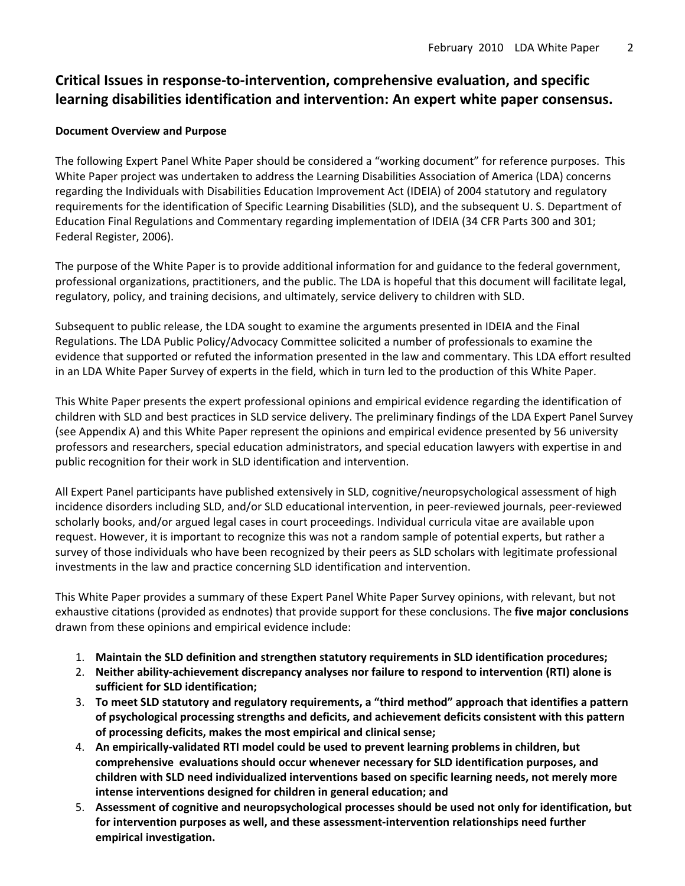## Critical Issues in response-to-intervention, comprehensive evaluation, and specific learning disabilities identification and intervention: An expert white paper consensus.

### Document Overview and Purpose

The following Expert Panel White Paper should be considered a "working document" for reference purposes. This White Paper project was undertaken to address the Learning Disabilities Association of America (LDA) concerns regarding the Individuals with Disabilities Education Improvement Act (IDEIA) of 2004 statutory and regulatory requirements for the identification of Specific Learning Disabilities (SLD), and the subsequent U. S. Department of Education Final Regulations and Commentary regarding implementation of IDEIA (34 CFR Parts 300 and 301; Federal Register, 2006).

The purpose of the White Paper is to provide additional information for and guidance to the federal government, professional organizations, practitioners, and the public. The LDA is hopeful that this document will facilitate legal, regulatory, policy, and training decisions, and ultimately, service delivery to children with SLD.

Subsequent to public release, the LDA sought to examine the arguments presented in IDEIA and the Final Regulations. The LDA Public Policy/Advocacy Committee solicited a number of professionals to examine the evidence that supported or refuted the information presented in the law and commentary. This LDA effort resulted in an LDA White Paper Survey of experts in the field, which in turn led to the production of this White Paper.

This White Paper presents the expert professional opinions and empirical evidence regarding the identification of children with SLD and best practices in SLD service delivery. The preliminary findings of the LDA Expert Panel Survey (see Appendix A) and this White Paper represent the opinions and empirical evidence presented by 56 university professors and researchers, special education administrators, and special education lawyers with expertise in and public recognition for their work in SLD identification and intervention.

All Expert Panel participants have published extensively in SLD, cognitive/neuropsychological assessment of high incidence disorders including SLD, and/or SLD educational intervention, in peer-reviewed journals, peer-reviewed scholarly books, and/or argued legal cases in court proceedings. Individual curricula vitae are available upon request. However, it is important to recognize this was not a random sample of potential experts, but rather a survey of those individuals who have been recognized by their peers as SLD scholars with legitimate professional investments in the law and practice concerning SLD identification and intervention.

This White Paper provides a summary of these Expert Panel White Paper Survey opinions, with relevant, but not exhaustive citations (provided as endnotes) that provide support for these conclusions. The **five major conclusions** drawn from these opinions and empirical evidence include:

1. **Maintain the SLD definition and strengthen statutory requirements in SLD identification procedures;**
2. **Neither ability-achievement discrepancy analyses nor failure to respond to intervention (RTI) alone is sufficient for SLD identification;**
3. **To meet SLD statutory and regulatory requirements, a "third method" approach that identifies a pattern of psychological processing strengths and deficits, and achievement deficits consistent with this pattern of processing deficits, makes the most empirical and clinical sense;**
4. **An empirically-validated RTI model could be used to prevent learning problems in children, but comprehensive evaluations should occur whenever necessary for SLD identification purposes, and children with SLD need individualized interventions based on specific learning needs, not merely more intense interventions designed for children in general education; and**
5. **Assessment of cognitive and neuropsychological processes should be used not only for identification, but for intervention purposes as well, and these assessment-intervention relationships need further empirical investigation.**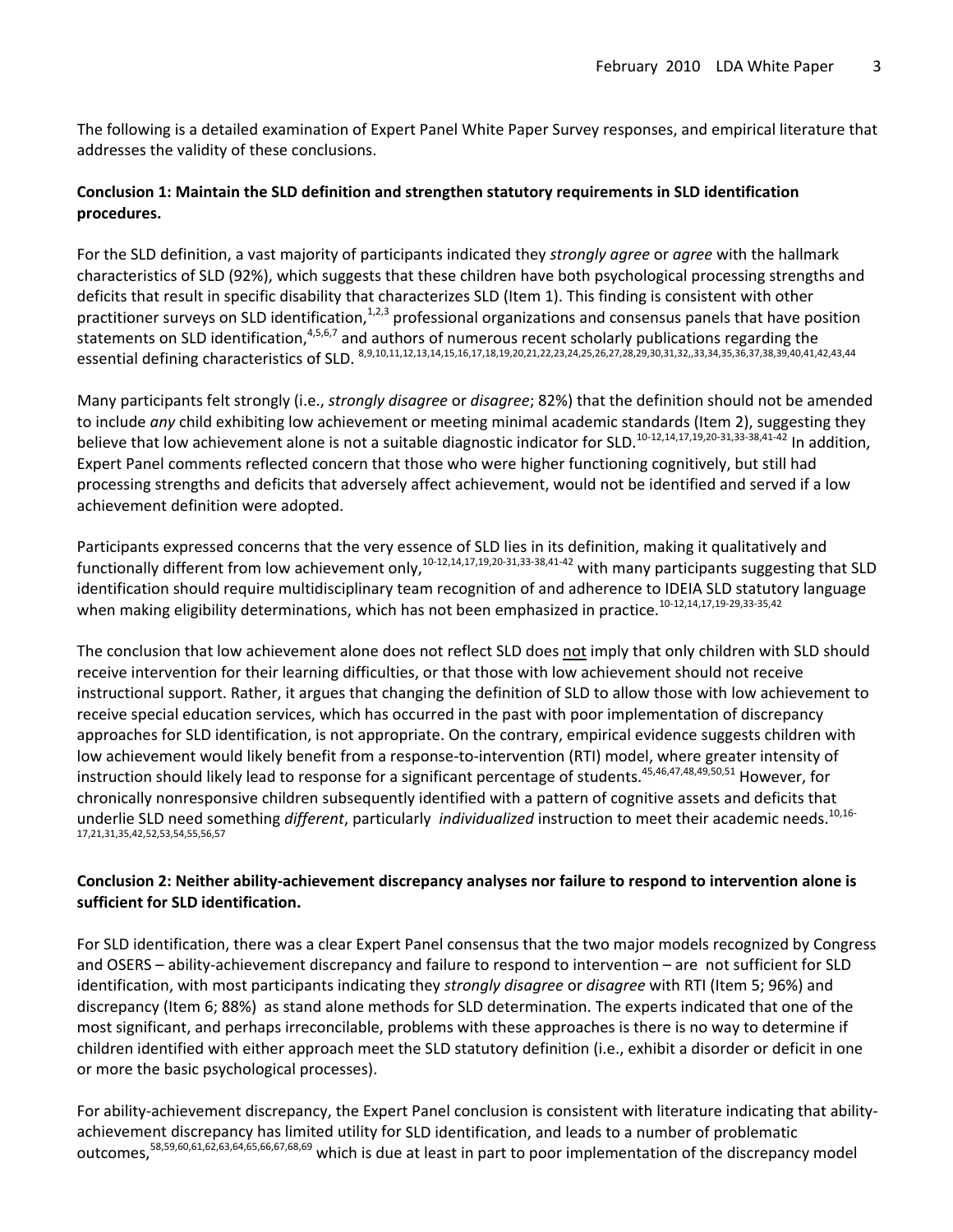The following is a detailed examination of Expert Panel White Paper Survey responses, and empirical literature that addresses the validity of these conclusions.

**Conclusion 1: Maintain the SLD definition and strengthen statutory requirements in SLD identification procedures.**

For the SLD definition, a vast majority of participants indicated they *strongly agree* or *agree* with the hallmark characteristics of SLD (92%), which suggests that these children have both psychological processing strengths and deficits that result in specific disability that characterizes SLD (Item 1). This finding is consistent with other practitioner surveys on SLD identification,[1,2,3] professional organizations and consensus panels that have position statements on SLD identification,[4,5,6,7] and authors of numerous recent scholarly publications regarding the essential defining characteristics of SLD. [8,9,10,11,12,13,14,15,16,17,18,19,20,21,22,23,24,25,26,27,28,29,30,31,32,,33,34,35,36,37,38,39,40,41,42,43,44]

Many participants felt strongly (i.e., *strongly disagree* or *disagree*; 82%) that the definition should not be amended to include *any* child exhibiting low achievement or meeting minimal academic standards (Item 2), suggesting they believe that low achievement alone is not a suitable diagnostic indicator for SLD.[10-12,14,17,19,20-31,33-38,41-42] In addition, Expert Panel comments reflected concern that those who were higher functioning cognitively, but still had processing strengths and deficits that adversely affect achievement, would not be identified and served if a low achievement definition were adopted.

Participants expressed concerns that the very essence of SLD lies in its definition, making it qualitatively and functionally different from low achievement only,[10-12,14,17,19,20-31,33-38,41-42] with many participants suggesting that SLD identification should require multidisciplinary team recognition of and adherence to IDEIA SLD statutory language when making eligibility determinations, which has not been emphasized in practice.[10-12,14,17,19-29,33-35,42]

The conclusion that low achievement alone does not reflect SLD does not imply that only children with SLD should receive intervention for their learning difficulties, or that those with low achievement should not receive instructional support. Rather, it argues that changing the definition of SLD to allow those with low achievement to receive special education services, which has occurred in the past with poor implementation of discrepancy approaches for SLD identification, is not appropriate. On the contrary, empirical evidence suggests children with low achievement would likely benefit from a response-to-intervention (RTI) model, where greater intensity of instruction should likely lead to response for a significant percentage of students.[45,46,47,48,49,50,51] However, for chronically nonresponsive children subsequently identified with a pattern of cognitive assets and deficits that underlie SLD need something *different*, particularly *individualized* instruction to meet their academic needs.[10,16-17,21,31,35,42,52,53,54,55,56,57]

**Conclusion 2: Neither ability-achievement discrepancy analyses nor failure to respond to intervention alone is sufficient for SLD identification.**

For SLD identification, there was a clear Expert Panel consensus that the two major models recognized by Congress and OSERS – ability-achievement discrepancy and failure to respond to intervention – are not sufficient for SLD identification, with most participants indicating they *strongly disagree* or *disagree* with RTI (Item 5; 96%) and discrepancy (Item 6; 88%) as stand alone methods for SLD determination. The experts indicated that one of the most significant, and perhaps irreconcilable, problems with these approaches is there is no way to determine if children identified with either approach meet the SLD statutory definition (i.e., exhibit a disorder or deficit in one or more the basic psychological processes).

For ability-achievement discrepancy, the Expert Panel conclusion is consistent with literature indicating that ability-achievement discrepancy has limited utility for SLD identification, and leads to a number of problematic outcomes,[58,59,60,61,62,63,64,65,66,67,68,69] which is due at least in part to poor implementation of the discrepancy model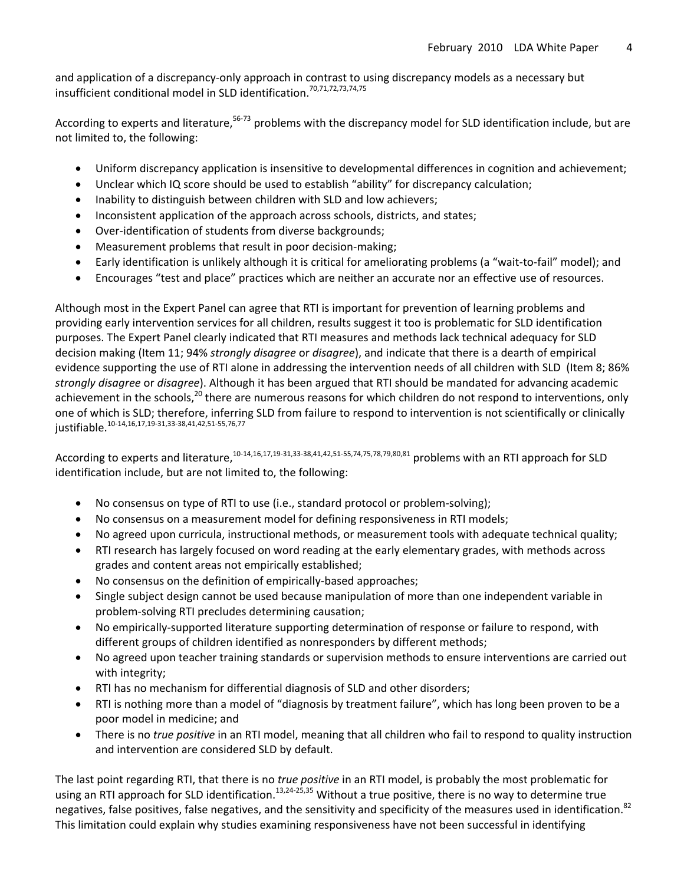and application of a discrepancy-only approach in contrast to using discrepancy models as a necessary but insufficient conditional model in SLD identification.[70,71,72,73,74,75]

According to experts and literature,[56-73] problems with the discrepancy model for SLD identification include, but are not limited to, the following:

- Uniform discrepancy application is insensitive to developmental differences in cognition and achievement;
- Unclear which IQ score should be used to establish "ability" for discrepancy calculation;
- Inability to distinguish between children with SLD and low achievers;
- Inconsistent application of the approach across schools, districts, and states;
- Over-identification of students from diverse backgrounds;
- Measurement problems that result in poor decision-making;
- Early identification is unlikely although it is critical for ameliorating problems (a "wait-to-fail" model); and
- Encourages "test and place" practices which are neither an accurate nor an effective use of resources.

Although most in the Expert Panel can agree that RTI is important for prevention of learning problems and providing early intervention services for all children, results suggest it too is problematic for SLD identification purposes. The Expert Panel clearly indicated that RTI measures and methods lack technical adequacy for SLD decision making (Item 11; 94% *strongly disagree* or *disagree*), and indicate that there is a dearth of empirical evidence supporting the use of RTI alone in addressing the intervention needs of all children with SLD (Item 8; 86% *strongly disagree* or *disagree*). Although it has been argued that RTI should be mandated for advancing academic achievement in the schools,[20] there are numerous reasons for which children do not respond to interventions, only one of which is SLD; therefore, inferring SLD from failure to respond to intervention is not scientifically or clinically justifiable.[10-14,16,17,19-31,33-38,41,42,51-55,76,77]

According to experts and literature,[10-14,16,17,19-31,33-38,41,42,51-55,74,75,78,79,80,81] problems with an RTI approach for SLD identification include, but are not limited to, the following:

- No consensus on type of RTI to use (i.e., standard protocol or problem-solving);
- No consensus on a measurement model for defining responsiveness in RTI models;
- No agreed upon curricula, instructional methods, or measurement tools with adequate technical quality;
- RTI research has largely focused on word reading at the early elementary grades, with methods across grades and content areas not empirically established;
- No consensus on the definition of empirically-based approaches;
- Single subject design cannot be used because manipulation of more than one independent variable in problem-solving RTI precludes determining causation;
- No empirically-supported literature supporting determination of response or failure to respond, with different groups of children identified as nonresponders by different methods;
- No agreed upon teacher training standards or supervision methods to ensure interventions are carried out with integrity;
- RTI has no mechanism for differential diagnosis of SLD and other disorders;
- RTI is nothing more than a model of "diagnosis by treatment failure", which has long been proven to be a poor model in medicine; and
- There is no *true positive* in an RTI model, meaning that all children who fail to respond to quality instruction and intervention are considered SLD by default.

The last point regarding RTI, that there is no *true positive* in an RTI model, is probably the most problematic for using an RTI approach for SLD identification.[13,24-25,35] Without a true positive, there is no way to determine true negatives, false positives, false negatives, and the sensitivity and specificity of the measures used in identification.[82] This limitation could explain why studies examining responsiveness have not been successful in identifying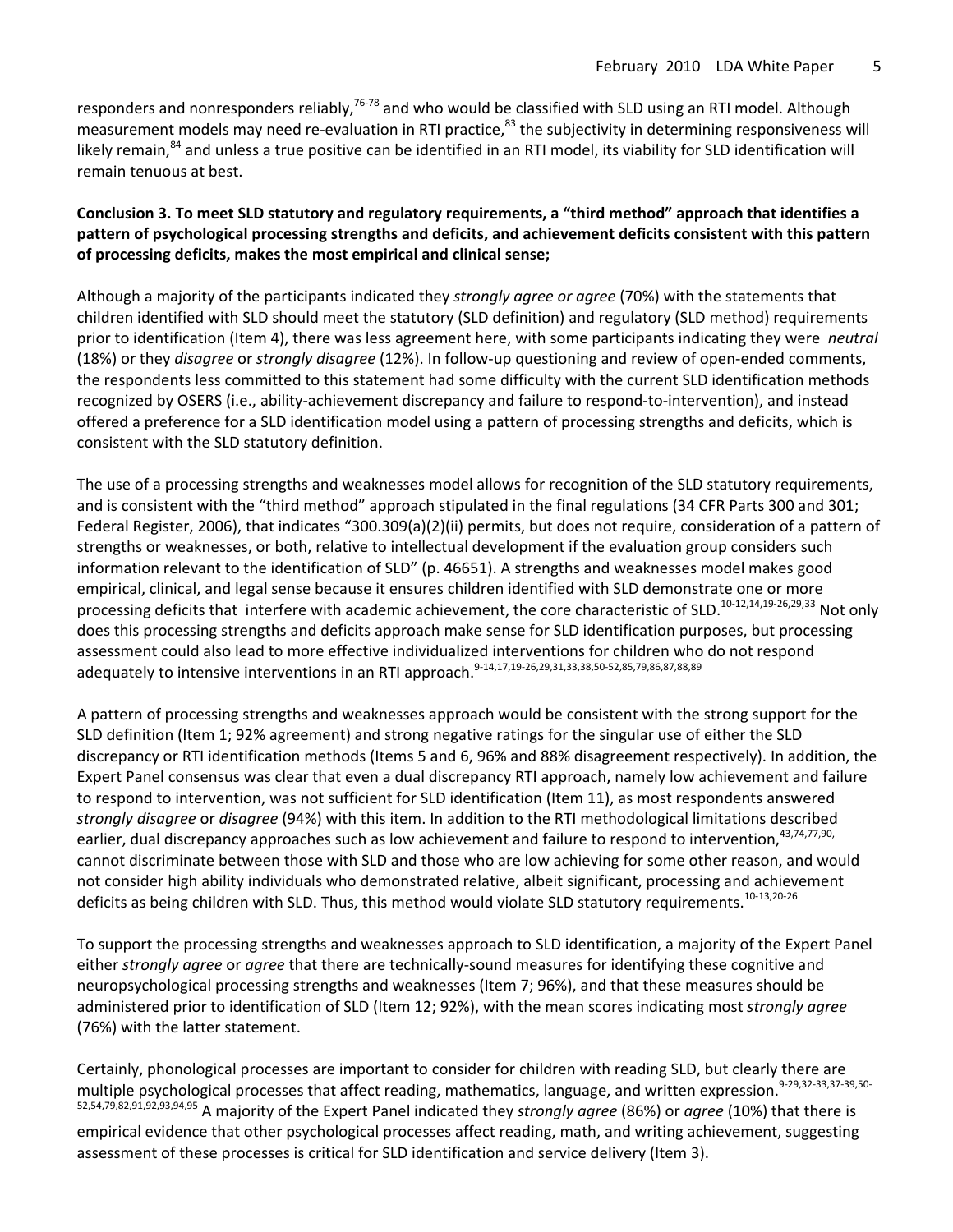responders and nonresponders reliably,[76-78] and who would be classified with SLD using an RTI model. Although measurement models may need re-evaluation in RTI practice,[83] the subjectivity in determining responsiveness will likely remain,[84] and unless a true positive can be identified in an RTI model, its viability for SLD identification will remain tenuous at best.

**Conclusion 3. To meet SLD statutory and regulatory requirements, a "third method" approach that identifies a pattern of psychological processing strengths and deficits, and achievement deficits consistent with this pattern of processing deficits, makes the most empirical and clinical sense;**

Although a majority of the participants indicated they *strongly agree or agree* (70%) with the statements that children identified with SLD should meet the statutory (SLD definition) and regulatory (SLD method) requirements prior to identification (Item 4), there was less agreement here, with some participants indicating they were *neutral* (18%) or they *disagree* or *strongly disagree* (12%). In follow-up questioning and review of open-ended comments, the respondents less committed to this statement had some difficulty with the current SLD identification methods recognized by OSERS (i.e., ability-achievement discrepancy and failure to respond-to-intervention), and instead offered a preference for a SLD identification model using a pattern of processing strengths and deficits, which is consistent with the SLD statutory definition.

The use of a processing strengths and weaknesses model allows for recognition of the SLD statutory requirements, and is consistent with the "third method" approach stipulated in the final regulations (34 CFR Parts 300 and 301; Federal Register, 2006), that indicates "300.309(a)(2)(ii) permits, but does not require, consideration of a pattern of strengths or weaknesses, or both, relative to intellectual development if the evaluation group considers such information relevant to the identification of SLD" (p. 46651). A strengths and weaknesses model makes good empirical, clinical, and legal sense because it ensures children identified with SLD demonstrate one or more processing deficits that interfere with academic achievement, the core characteristic of SLD.[10-12,14,19-26,29,33] Not only does this processing strengths and deficits approach make sense for SLD identification purposes, but processing assessment could also lead to more effective individualized interventions for children who do not respond adequately to intensive interventions in an RTI approach.[9-14,17,19-26,29,31,33,38,50-52,85,79,86,87,88,89]

A pattern of processing strengths and weaknesses approach would be consistent with the strong support for the SLD definition (Item 1; 92% agreement) and strong negative ratings for the singular use of either the SLD discrepancy or RTI identification methods (Items 5 and 6, 96% and 88% disagreement respectively). In addition, the Expert Panel consensus was clear that even a dual discrepancy RTI approach, namely low achievement and failure to respond to intervention, was not sufficient for SLD identification (Item 11), as most respondents answered *strongly disagree* or *disagree* (94%) with this item. In addition to the RTI methodological limitations described earlier, dual discrepancy approaches such as low achievement and failure to respond to intervention,[43,74,77,90,] cannot discriminate between those with SLD and those who are low achieving for some other reason, and would not consider high ability individuals who demonstrated relative, albeit significant, processing and achievement deficits as being children with SLD. Thus, this method would violate SLD statutory requirements.[10-13,20-26]

To support the processing strengths and weaknesses approach to SLD identification, a majority of the Expert Panel either *strongly agree* or *agree* that there are technically-sound measures for identifying these cognitive and neuropsychological processing strengths and weaknesses (Item 7; 96%), and that these measures should be administered prior to identification of SLD (Item 12; 92%), with the mean scores indicating most *strongly agree* (76%) with the latter statement.

Certainly, phonological processes are important to consider for children with reading SLD, but clearly there are multiple psychological processes that affect reading, mathematics, language, and written expression.[9-29,32-33,37-39,50-52,54,79,82,91,92,93,94,95] A majority of the Expert Panel indicated they *strongly agree* (86%) or *agree* (10%) that there is empirical evidence that other psychological processes affect reading, math, and writing achievement, suggesting assessment of these processes is critical for SLD identification and service delivery (Item 3).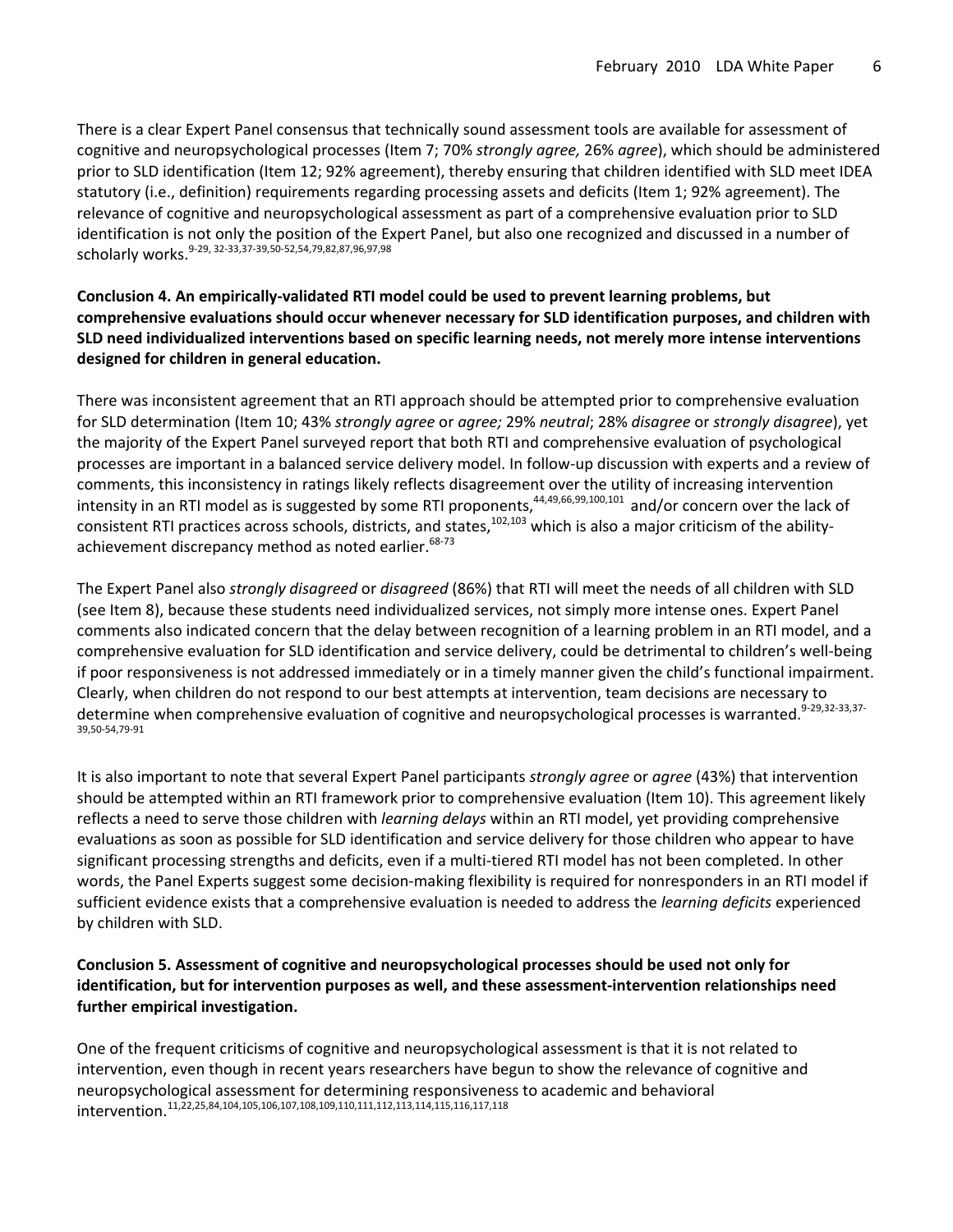There is a clear Expert Panel consensus that technically sound assessment tools are available for assessment of cognitive and neuropsychological processes (Item 7; 70% *strongly agree,* 26% *agree*), which should be administered prior to SLD identification (Item 12; 92% agreement), thereby ensuring that children identified with SLD meet IDEA statutory (i.e., definition) requirements regarding processing assets and deficits (Item 1; 92% agreement). The relevance of cognitive and neuropsychological assessment as part of a comprehensive evaluation prior to SLD identification is not only the position of the Expert Panel, but also one recognized and discussed in a number of scholarly works.[9-29, 32-33,37-39,50-52,54,79,82,87,96,97,98]

**Conclusion 4. An empirically-validated RTI model could be used to prevent learning problems, but comprehensive evaluations should occur whenever necessary for SLD identification purposes, and children with SLD need individualized interventions based on specific learning needs, not merely more intense interventions designed for children in general education.**

There was inconsistent agreement that an RTI approach should be attempted prior to comprehensive evaluation for SLD determination (Item 10; 43% *strongly agree* or *agree;* 29% *neutral*; 28% *disagree* or *strongly disagree*), yet the majority of the Expert Panel surveyed report that both RTI and comprehensive evaluation of psychological processes are important in a balanced service delivery model. In follow-up discussion with experts and a review of comments, this inconsistency in ratings likely reflects disagreement over the utility of increasing intervention intensity in an RTI model as is suggested by some RTI proponents,[44,49,66,99,100,101] and/or concern over the lack of consistent RTI practices across schools, districts, and states,[102,103] which is also a major criticism of the ability-achievement discrepancy method as noted earlier.[68-73]

The Expert Panel also *strongly disagreed* or *disagreed* (86%) that RTI will meet the needs of all children with SLD (see Item 8), because these students need individualized services, not simply more intense ones. Expert Panel comments also indicated concern that the delay between recognition of a learning problem in an RTI model, and a comprehensive evaluation for SLD identification and service delivery, could be detrimental to children's well-being if poor responsiveness is not addressed immediately or in a timely manner given the child's functional impairment. Clearly, when children do not respond to our best attempts at intervention, team decisions are necessary to determine when comprehensive evaluation of cognitive and neuropsychological processes is warranted.[9-29,32-33,37-39,50-54,79-91]

It is also important to note that several Expert Panel participants *strongly agree* or *agree* (43%) that intervention should be attempted within an RTI framework prior to comprehensive evaluation (Item 10). This agreement likely reflects a need to serve those children with *learning delays* within an RTI model, yet providing comprehensive evaluations as soon as possible for SLD identification and service delivery for those children who appear to have significant processing strengths and deficits, even if a multi-tiered RTI model has not been completed. In other words, the Panel Experts suggest some decision-making flexibility is required for nonresponders in an RTI model if sufficient evidence exists that a comprehensive evaluation is needed to address the *learning deficits* experienced by children with SLD.

**Conclusion 5. Assessment of cognitive and neuropsychological processes should be used not only for identification, but for intervention purposes as well, and these assessment-intervention relationships need further empirical investigation.**

One of the frequent criticisms of cognitive and neuropsychological assessment is that it is not related to intervention, even though in recent years researchers have begun to show the relevance of cognitive and neuropsychological assessment for determining responsiveness to academic and behavioral intervention.[11,22,25,84,104,105,106,107,108,109,110,111,112,113,114,115,116,117,118]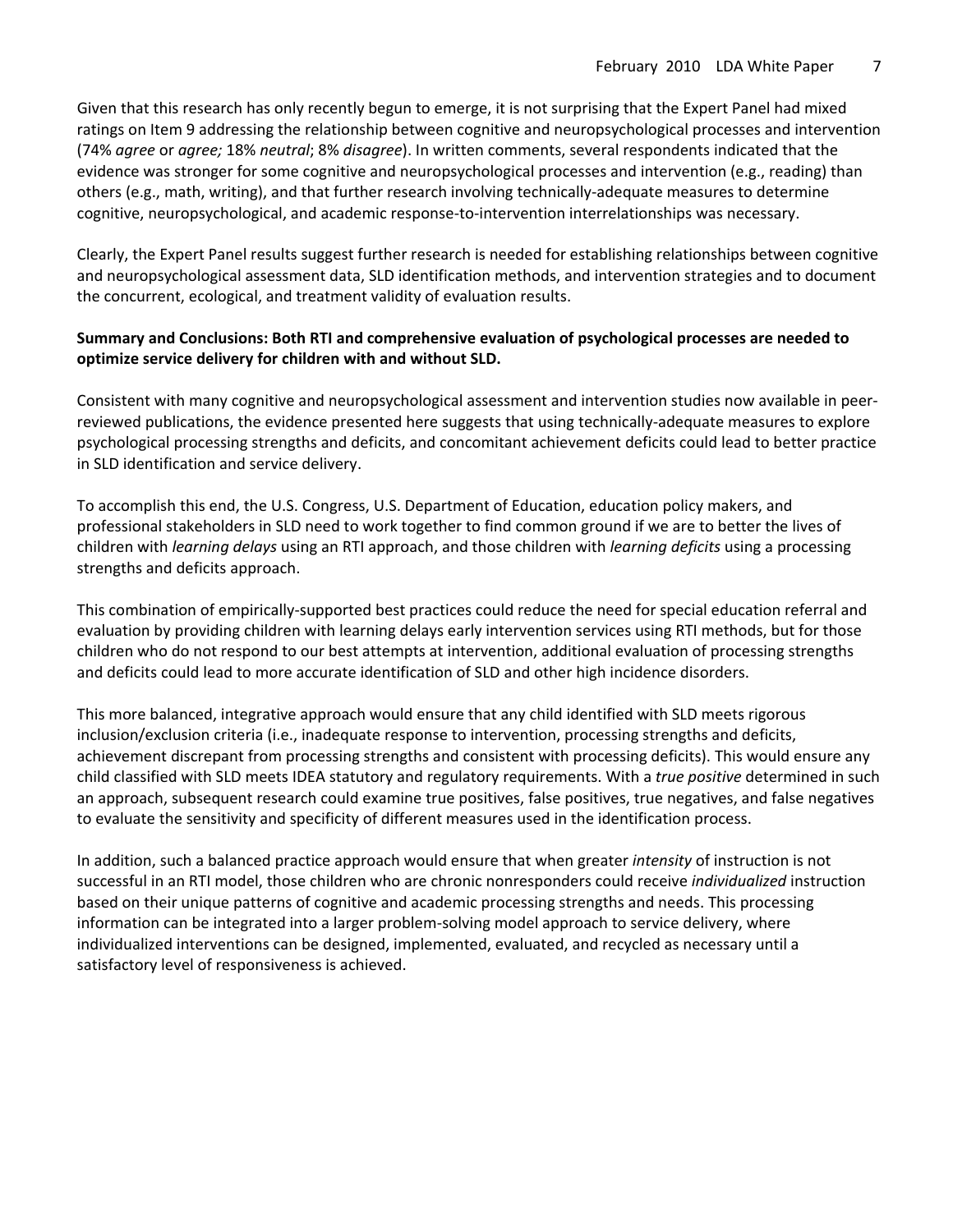Given that this research has only recently begun to emerge, it is not surprising that the Expert Panel had mixed ratings on Item 9 addressing the relationship between cognitive and neuropsychological processes and intervention (74% *agree* or *agree;* 18% *neutral*; 8% *disagree*). In written comments, several respondents indicated that the evidence was stronger for some cognitive and neuropsychological processes and intervention (e.g., reading) than others (e.g., math, writing), and that further research involving technically-adequate measures to determine cognitive, neuropsychological, and academic response-to-intervention interrelationships was necessary.

Clearly, the Expert Panel results suggest further research is needed for establishing relationships between cognitive and neuropsychological assessment data, SLD identification methods, and intervention strategies and to document the concurrent, ecological, and treatment validity of evaluation results.

**Summary and Conclusions: Both RTI and comprehensive evaluation of psychological processes are needed to optimize service delivery for children with and without SLD.**

Consistent with many cognitive and neuropsychological assessment and intervention studies now available in peer-reviewed publications, the evidence presented here suggests that using technically-adequate measures to explore psychological processing strengths and deficits, and concomitant achievement deficits could lead to better practice in SLD identification and service delivery.

To accomplish this end, the U.S. Congress, U.S. Department of Education, education policy makers, and professional stakeholders in SLD need to work together to find common ground if we are to better the lives of children with *learning delays* using an RTI approach, and those children with *learning deficits* using a processing strengths and deficits approach.

This combination of empirically-supported best practices could reduce the need for special education referral and evaluation by providing children with learning delays early intervention services using RTI methods, but for those children who do not respond to our best attempts at intervention, additional evaluation of processing strengths and deficits could lead to more accurate identification of SLD and other high incidence disorders.

This more balanced, integrative approach would ensure that any child identified with SLD meets rigorous inclusion/exclusion criteria (i.e., inadequate response to intervention, processing strengths and deficits, achievement discrepant from processing strengths and consistent with processing deficits). This would ensure any child classified with SLD meets IDEA statutory and regulatory requirements. With a *true positive* determined in such an approach, subsequent research could examine true positives, false positives, true negatives, and false negatives to evaluate the sensitivity and specificity of different measures used in the identification process.

In addition, such a balanced practice approach would ensure that when greater *intensity* of instruction is not successful in an RTI model, those children who are chronic nonresponders could receive *individualized* instruction based on their unique patterns of cognitive and academic processing strengths and needs. This processing information can be integrated into a larger problem-solving model approach to service delivery, where individualized interventions can be designed, implemented, evaluated, and recycled as necessary until a satisfactory level of responsiveness is achieved.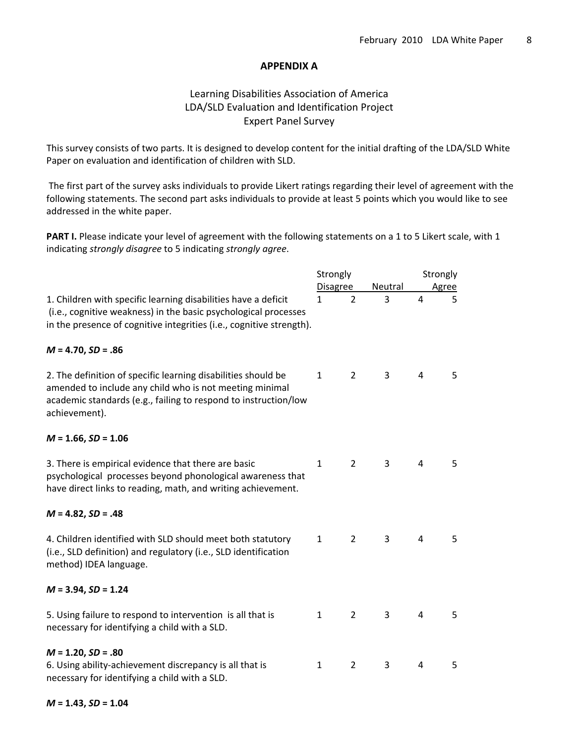## APPENDIX A

Learning Disabilities Association of America
LDA/SLD Evaluation and Identification Project
Expert Panel Survey

This survey consists of two parts. It is designed to develop content for the initial drafting of the LDA/SLD White Paper on evaluation and identification of children with SLD.

The first part of the survey asks individuals to provide Likert ratings regarding their level of agreement with the following statements. The second part asks individuals to provide at least 5 points which you would like to see addressed in the white paper.

**PART I.** Please indicate your level of agreement with the following statements on a 1 to 5 Likert scale, with 1 indicating *strongly disagree* to 5 indicating *strongly agree*.

| | Strongly Disagree | | Neutral | | Strongly Agree |
|---|---|---|---|---|---|
| 1. Children with specific learning disabilities have a deficit (i.e., cognitive weakness) in the basic psychological processes in the presence of cognitive integrities (i.e., cognitive strength). | 1 | 2 | 3 | 4 | 5 |

***M* = 4.70, *SD* = .86**

| | | | | | |
|---|---|---|---|---|---|
| 2. The definition of specific learning disabilities should be amended to include any child who is not meeting minimal academic standards (e.g., failing to respond to instruction/low achievement). | 1 | 2 | 3 | 4 | 5 |

***M* = 1.66, *SD* = 1.06**

| | | | | | |
|---|---|---|---|---|---|
| 3. There is empirical evidence that there are basic psychological processes beyond phonological awareness that have direct links to reading, math, and writing achievement. | 1 | 2 | 3 | 4 | 5 |

***M* = 4.82, *SD* = .48**

| | | | | | |
|---|---|---|---|---|---|
| 4. Children identified with SLD should meet both statutory (i.e., SLD definition) and regulatory (i.e., SLD identification method) IDEA language. | 1 | 2 | 3 | 4 | 5 |

***M* = 3.94, *SD* = 1.24**

| | | | | | |
|---|---|---|---|---|---|
| 5. Using failure to respond to intervention is all that is necessary for identifying a child with a SLD. | 1 | 2 | 3 | 4 | 5 |

***M* = 1.20, *SD* = .80**

| | | | | | |
|---|---|---|---|---|---|
| 6. Using ability-achievement discrepancy is all that is necessary for identifying a child with a SLD. | 1 | 2 | 3 | 4 | 5 |

***M* = 1.43, *SD* = 1.04**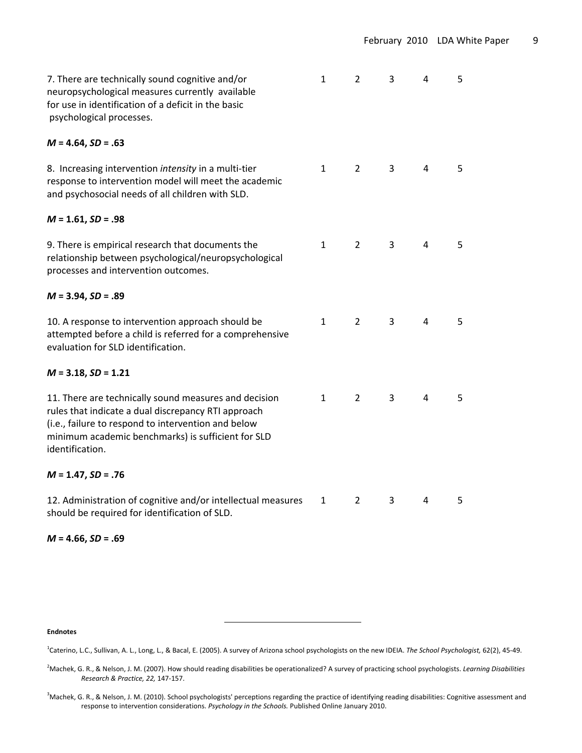7. There are technically sound cognitive and/or neuropsychological measures currently available for use in identification of a deficit in the basic psychological processes. 1 2 3 4 5

***M* = 4.64, *SD* = .63**

8. Increasing intervention *intensity* in a multi-tier response to intervention model will meet the academic and psychosocial needs of all children with SLD. 1 2 3 4 5

***M* = 1.61, *SD* = .98**

9. There is empirical research that documents the relationship between psychological/neuropsychological processes and intervention outcomes. 1 2 3 4 5

***M* = 3.94, *SD* = .89**

10. A response to intervention approach should be attempted before a child is referred for a comprehensive evaluation for SLD identification. 1 2 3 4 5

***M* = 3.18, *SD* = 1.21**

11. There are technically sound measures and decision rules that indicate a dual discrepancy RTI approach (i.e., failure to respond to intervention and below minimum academic benchmarks) is sufficient for SLD identification. 1 2 3 4 5

***M* = 1.47, *SD* = .76**

12. Administration of cognitive and/or intellectual measures should be required for identification of SLD. 1 2 3 4 5

***M* = 4.66, *SD* = .69**

---

**Endnotes**

[1]Caterino, L.C., Sullivan, A. L., Long, L., & Bacal, E. (2005). A survey of Arizona school psychologists on the new IDEIA. *The School Psychologist,* 62(2), 45-49.

[2]Machek, G. R., & Nelson, J. M. (2007). How should reading disabilities be operationalized? A survey of practicing school psychologists. *Learning Disabilities Research & Practice, 22,* 147-157.

[3]Machek, G. R., & Nelson, J. M. (2010). School psychologists' perceptions regarding the practice of identifying reading disabilities: Cognitive assessment and response to intervention considerations. *Psychology in the Schools.* Published Online January 2010.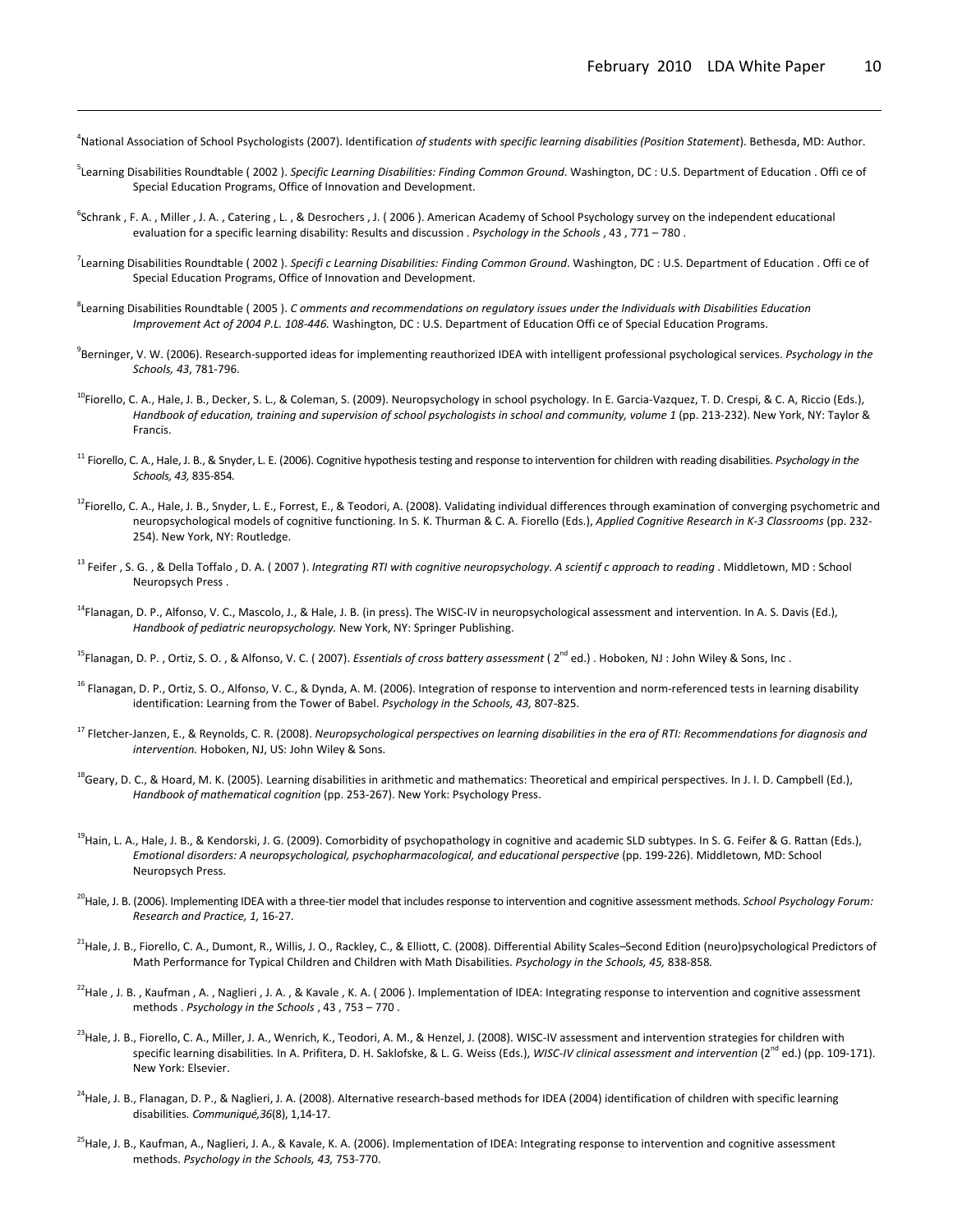[4]National Association of School Psychologists (2007). Identification *of students with specific learning disabilities (Position Statement*). Bethesda, MD: Author.

[5]Learning Disabilities Roundtable ( 2002 ). *Specific Learning Disabilities: Finding Common Ground*. Washington, DC : U.S. Department of Education . Offi ce of Special Education Programs, Office of Innovation and Development.

[6]Schrank , F. A. , Miller , J. A. , Catering , L. , & Desrochers , J. ( 2006 ). American Academy of School Psychology survey on the independent educational evaluation for a specific learning disability: Results and discussion . *Psychology in the Schools* , 43 , 771 – 780 .

[7]Learning Disabilities Roundtable ( 2002 ). *Specifi c Learning Disabilities: Finding Common Ground*. Washington, DC : U.S. Department of Education . Offi ce of Special Education Programs, Office of Innovation and Development.

[8]Learning Disabilities Roundtable ( 2005 ). *C omments and recommendations on regulatory issues under the Individuals with Disabilities Education Improvement Act of 2004 P.L. 108-446.* Washington, DC : U.S. Department of Education Offi ce of Special Education Programs.

[9]Berninger, V. W. (2006). Research-supported ideas for implementing reauthorized IDEA with intelligent professional psychological services. *Psychology in the Schools, 43*, 781-796.

[10]Fiorello, C. A., Hale, J. B., Decker, S. L., & Coleman, S. (2009). Neuropsychology in school psychology. In E. Garcia-Vazquez, T. D. Crespi, & C. A, Riccio (Eds.), *Handbook of education, training and supervision of school psychologists in school and community, volume 1* (pp. 213-232). New York, NY: Taylor & Francis.

[11] Fiorello, C. A., Hale, J. B., & Snyder, L. E. (2006). Cognitive hypothesis testing and response to intervention for children with reading disabilities. *Psychology in the Schools, 43,* 835-854.

[12]Fiorello, C. A., Hale, J. B., Snyder, L. E., Forrest, E., & Teodori, A. (2008). Validating individual differences through examination of converging psychometric and neuropsychological models of cognitive functioning. In S. K. Thurman & C. A. Fiorello (Eds.), *Applied Cognitive Research in K-3 Classrooms* (pp. 232-254). New York, NY: Routledge.

[13] Feifer , S. G. , & Della Toffalo , D. A. ( 2007 ). *Integrating RTI with cognitive neuropsychology. A scientif c approach to reading* . Middletown, MD : School Neuropsych Press .

[14]Flanagan, D. P., Alfonso, V. C., Mascolo, J., & Hale, J. B. (in press). The WISC-IV in neuropsychological assessment and intervention. In A. S. Davis (Ed.), *Handbook of pediatric neuropsychology.* New York, NY: Springer Publishing.

[15]Flanagan, D. P. , Ortiz, S. O. , & Alfonso, V. C. ( 2007). *Essentials of cross battery assessment* ( 2nd ed.) . Hoboken, NJ : John Wiley & Sons, Inc .

[16] Flanagan, D. P., Ortiz, S. O., Alfonso, V. C., & Dynda, A. M. (2006). Integration of response to intervention and norm-referenced tests in learning disability identification: Learning from the Tower of Babel. *Psychology in the Schools, 43,* 807-825.

[17] Fletcher-Janzen, E., & Reynolds, C. R. (2008). *Neuropsychological perspectives on learning disabilities in the era of RTI: Recommendations for diagnosis and intervention.* Hoboken, NJ, US: John Wiley & Sons.

[18]Geary, D. C., & Hoard, M. K. (2005). Learning disabilities in arithmetic and mathematics: Theoretical and empirical perspectives. In J. I. D. Campbell (Ed.), *Handbook of mathematical cognition* (pp. 253-267). New York: Psychology Press.

[19]Hain, L. A., Hale, J. B., & Kendorski, J. G. (2009). Comorbidity of psychopathology in cognitive and academic SLD subtypes. In S. G. Feifer & G. Rattan (Eds.), *Emotional disorders: A neuropsychological, psychopharmacological, and educational perspective* (pp. 199-226). Middletown, MD: School Neuropsych Press.

[20]Hale, J. B. (2006). Implementing IDEA with a three-tier model that includes response to intervention and cognitive assessment methods. *School Psychology Forum: Research and Practice, 1,* 16-27.

[21]Hale, J. B., Fiorello, C. A., Dumont, R., Willis, J. O., Rackley, C., & Elliott, C. (2008). Differential Ability Scales–Second Edition (neuro)psychological Predictors of Math Performance for Typical Children and Children with Math Disabilities. *Psychology in the Schools, 45,* 838-858.

[22]Hale , J. B. , Kaufman , A. , Naglieri , J. A. , & Kavale , K. A. ( 2006 ). Implementation of IDEA: Integrating response to intervention and cognitive assessment methods . *Psychology in the Schools* , 43 , 753 – 770 .

[23]Hale, J. B., Fiorello, C. A., Miller, J. A., Wenrich, K., Teodori, A. M., & Henzel, J. (2008). WISC-IV assessment and intervention strategies for children with specific learning disabilities. In A. Prifitera, D. H. Saklofske, & L. G. Weiss (Eds.), *WISC-IV clinical assessment and intervention* (2nd ed.) (pp. 109-171). New York: Elsevier.

[24]Hale, J. B., Flanagan, D. P., & Naglieri, J. A. (2008). Alternative research-based methods for IDEA (2004) identification of children with specific learning disabilities. *Communiqué,36*(8), 1,14-17.

[25]Hale, J. B., Kaufman, A., Naglieri, J. A., & Kavale, K. A. (2006). Implementation of IDEA: Integrating response to intervention and cognitive assessment methods. *Psychology in the Schools, 43,* 753-770.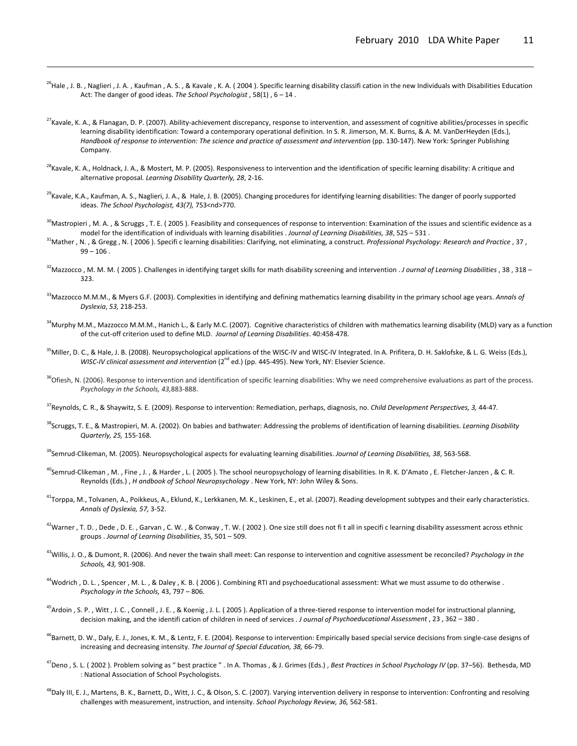[26]Hale , J. B. , Naglieri , J. A. , Kaufman , A. S. , & Kavale , K. A. ( 2004 ). Specific learning disability classifi cation in the new Individuals with Disabilities Education Act: The danger of good ideas. *The School Psychologist* , 58(1) , 6 – 14 .

[27]Kavale, K. A., & Flanagan, D. P. (2007). Ability-achievement discrepancy, response to intervention, and assessment of cognitive abilities/processes in specific learning disability identification: Toward a contemporary operational definition. In S. R. Jimerson, M. K. Burns, & A. M. VanDerHeyden (Eds.), *Handbook of response to intervention: The science and practice of assessment and intervention* (pp. 130-147). New York: Springer Publishing Company.

[28]Kavale, K. A., Holdnack, J. A., & Mostert, M. P. (2005). Responsiveness to intervention and the identification of specific learning disability: A critique and alternative proposal. *Learning Disability Quarterly, 28*, 2-16.

[29]Kavale, K.A., Kaufman, A. S., Naglieri, J. A., & Hale, J. B. (2005). Changing procedures for identifying learning disabilities: The danger of poorly supported ideas. *The School Psychologist, 43(7),* 753<nd>770.

[30]Mastropieri , M. A. , & Scruggs , T. E. ( 2005 ). Feasibility and consequences of response to intervention: Examination of the issues and scientific evidence as a model for the identification of individuals with learning disabilities . *Journal of Learning Disabilities, 38*, 525 – 531 .

[31]Mather , N. , & Gregg , N. ( 2006 ). Specifi c learning disabilities: Clarifying, not eliminating, a construct. *Professional Psychology: Research and Practice* , 37 , 99 – 106 .

[32]Mazzocco , M. M. M. ( 2005 ). Challenges in identifying target skills for math disability screening and intervention . *J ournal of Learning Disabilities* , 38 , 318 – 323.

[33]Mazzocco M.M.M., & Myers G.F. (2003). Complexities in identifying and defining mathematics learning disability in the primary school age years. *Annals of Dyslexia*, *53,* 218-253.

[34]Murphy M.M., Mazzocco M.M.M., Hanich L., & Early M.C. (2007). Cognitive characteristics of children with mathematics learning disability (MLD) vary as a function of the cut-off criterion used to define MLD. *Journal of Learning Disabilities*. 40:458-478.

[35]Miller, D. C., & Hale, J. B. (2008). Neuropsychological applications of the WISC-IV and WISC-IV Integrated. In A. Prifitera, D. H. Saklofske, & L. G. Weiss (Eds.), *WISC-IV clinical assessment and intervention* (2nd ed.) (pp. 445-495). New York, NY: Elsevier Science.

[36]Ofiesh, N. (2006). Response to intervention and identification of specific learning disabilities: Why we need comprehensive evaluations as part of the process. *Psychology in the Schools, 43,*883-888.

[37]Reynolds, C. R., & Shaywitz, S. E. (2009). Response to intervention: Remediation, perhaps, diagnosis, no. *Child Development Perspectives, 3,* 44-47.

[38]Scruggs, T. E., & Mastropieri, M. A. (2002). On babies and bathwater: Addressing the problems of identification of learning disabilities. *Learning Disability Quarterly, 25,* 155-168.

[39]Semrud-Clikeman, M. (2005). Neuropsychological aspects for evaluating learning disabilities. *Journal of Learning Disabilities, 38*, 563-568.

[40]Semrud-Clikeman , M. , Fine , J. , & Harder , L. ( 2005 ). The school neuropsychology of learning disabilities. In R. K. D'Amato , E. Fletcher-Janzen , & C. R. Reynolds (Eds.) , *H andbook of School Neuropsychology* . New York, NY: John Wiley & Sons.

[41]Torppa, M., Tolvanen, A., Poikkeus, A., Eklund, K., Lerkkanen, M. K., Leskinen, E., et al. (2007). Reading development subtypes and their early characteristics. *Annals of Dyslexia, 57,* 3-52.

[42]Warner , T. D. , Dede , D. E. , Garvan , C. W. , & Conway , T. W. ( 2002 ). One size still does not fi t all in specifi c learning disability assessment across ethnic groups . *Journal of Learning Disabilities*, 35, 501 – 509.

[43]Willis, J. O., & Dumont, R. (2006). And never the twain shall meet: Can response to intervention and cognitive assessment be reconciled? *Psychology in the Schools, 43,* 901-908.

[44]Wodrich , D. L. , Spencer , M. L. , & Daley , K. B. ( 2006 ). Combining RTI and psychoeducational assessment: What we must assume to do otherwise . *Psychology in the Schools,* 43, 797 – 806.

[45]Ardoin , S. P. , Witt , J. C. , Connell , J. E. , & Koenig , J. L. ( 2005 ). Application of a three-tiered response to intervention model for instructional planning, decision making, and the identifi cation of children in need of services . *J ournal of Psychoeducational Assessment* , 23 , 362 – 380 .

[46]Barnett, D. W., Daly, E. J., Jones, K. M., & Lentz, F. E. (2004). Response to intervention: Empirically based special service decisions from single-case designs of increasing and decreasing intensity. *The Journal of Special Education, 38,* 66-79.

[47]Deno , S. L. ( 2002 ). Problem solving as " best practice " . In A. Thomas , & J. Grimes (Eds.) , *Best Practices in School Psychology IV* (pp. 37–56). Bethesda, MD : National Association of School Psychologists.

[48]Daly III, E. J., Martens, B. K., Barnett, D., Witt, J. C., & Olson, S. C. (2007). Varying intervention delivery in response to intervention: Confronting and resolving challenges with measurement, instruction, and intensity. *School Psychology Review, 36,* 562-581.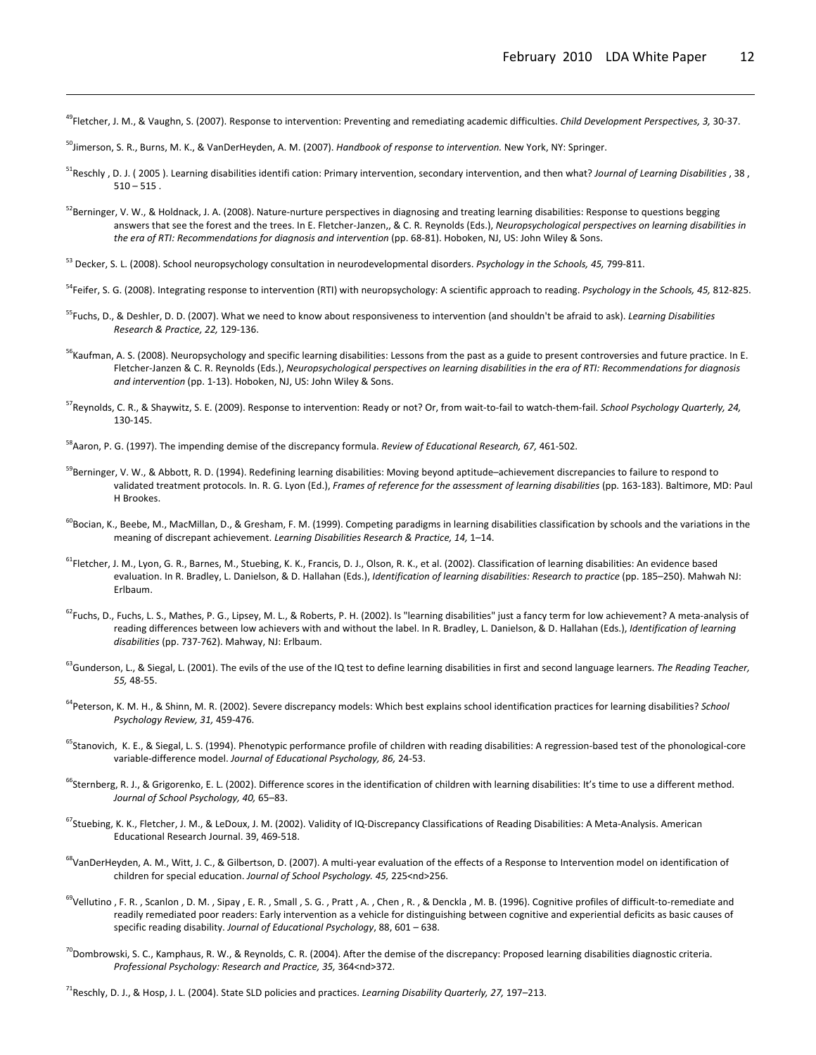[49]Fletcher, J. M., & Vaughn, S. (2007). Response to intervention: Preventing and remediating academic difficulties. *Child Development Perspectives, 3,* 30-37.

[50]Jimerson, S. R., Burns, M. K., & VanDerHeyden, A. M. (2007). *Handbook of response to intervention.* New York, NY: Springer.

[51]Reschly , D. J. ( 2005 ). Learning disabilities identifi cation: Primary intervention, secondary intervention, and then what? *Journal of Learning Disabilities* , 38 , 510 – 515 .

[52]Berninger, V. W., & Holdnack, J. A. (2008). Nature-nurture perspectives in diagnosing and treating learning disabilities: Response to questions begging answers that see the forest and the trees. In E. Fletcher-Janzen,, & C. R. Reynolds (Eds.), *Neuropsychological perspectives on learning disabilities in the era of RTI: Recommendations for diagnosis and intervention* (pp. 68-81). Hoboken, NJ, US: John Wiley & Sons.

[53] Decker, S. L. (2008). School neuropsychology consultation in neurodevelopmental disorders. *Psychology in the Schools, 45,* 799-811.

[54]Feifer, S. G. (2008). Integrating response to intervention (RTI) with neuropsychology: A scientific approach to reading. *Psychology in the Schools, 45,* 812-825.

[55]Fuchs, D., & Deshler, D. D. (2007). What we need to know about responsiveness to intervention (and shouldn't be afraid to ask). *Learning Disabilities Research & Practice, 22,* 129-136.

[56]Kaufman, A. S. (2008). Neuropsychology and specific learning disabilities: Lessons from the past as a guide to present controversies and future practice. In E. Fletcher-Janzen & C. R. Reynolds (Eds.), *Neuropsychological perspectives on learning disabilities in the era of RTI: Recommendations for diagnosis and intervention* (pp. 1-13). Hoboken, NJ, US: John Wiley & Sons.

[57]Reynolds, C. R., & Shaywitz, S. E. (2009). Response to intervention: Ready or not? Or, from wait-to-fail to watch-them-fail. *School Psychology Quarterly, 24,* 130-145.

[58]Aaron, P. G. (1997). The impending demise of the discrepancy formula. *Review of Educational Research, 67,* 461-502.

[59]Berninger, V. W., & Abbott, R. D. (1994). Redefining learning disabilities: Moving beyond aptitude–achievement discrepancies to failure to respond to validated treatment protocols. In. R. G. Lyon (Ed.), *Frames of reference for the assessment of learning disabilities* (pp. 163-183). Baltimore, MD: Paul H Brookes.

[60]Bocian, K., Beebe, M., MacMillan, D., & Gresham, F. M. (1999). Competing paradigms in learning disabilities classification by schools and the variations in the meaning of discrepant achievement. *Learning Disabilities Research & Practice, 14,* 1–14.

[61]Fletcher, J. M., Lyon, G. R., Barnes, M., Stuebing, K. K., Francis, D. J., Olson, R. K., et al. (2002). Classification of learning disabilities: An evidence based evaluation. In R. Bradley, L. Danielson, & D. Hallahan (Eds.), *Identification of learning disabilities: Research to practice* (pp. 185–250). Mahwah NJ: Erlbaum.

[62]Fuchs, D., Fuchs, L. S., Mathes, P. G., Lipsey, M. L., & Roberts, P. H. (2002). Is "learning disabilities" just a fancy term for low achievement? A meta-analysis of reading differences between low achievers with and without the label. In R. Bradley, L. Danielson, & D. Hallahan (Eds.), *Identification of learning disabilities* (pp. 737-762). Mahway, NJ: Erlbaum.

[63]Gunderson, L., & Siegal, L. (2001). The evils of the use of the IQ test to define learning disabilities in first and second language learners. *The Reading Teacher, 55,* 48-55.

[64]Peterson, K. M. H., & Shinn, M. R. (2002). Severe discrepancy models: Which best explains school identification practices for learning disabilities? *School Psychology Review, 31,* 459-476.

[65]Stanovich, K. E., & Siegal, L. S. (1994). Phenotypic performance profile of children with reading disabilities: A regression-based test of the phonological-core variable-difference model. *Journal of Educational Psychology, 86,* 24-53.

[66]Sternberg, R. J., & Grigorenko, E. L. (2002). Difference scores in the identification of children with learning disabilities: It's time to use a different method. *Journal of School Psychology, 40,* 65–83.

[67]Stuebing, K. K., Fletcher, J. M., & LeDoux, J. M. (2002). Validity of IQ-Discrepancy Classifications of Reading Disabilities: A Meta-Analysis. American Educational Research Journal. 39, 469-518.

[68]VanDerHeyden, A. M., Witt, J. C., & Gilbertson, D. (2007). A multi-year evaluation of the effects of a Response to Intervention model on identification of children for special education. *Journal of School Psychology. 45,* 225<nd>256.

[69]Vellutino , F. R. , Scanlon , D. M. , Sipay , E. R. , Small , S. G. , Pratt , A. , Chen , R. , & Denckla , M. B. (1996). Cognitive profiles of difficult-to-remediate and readily remediated poor readers: Early intervention as a vehicle for distinguishing between cognitive and experiential deficits as basic causes of specific reading disability. *Journal of Educational Psychology*, 88, 601 – 638.

[70]Dombrowski, S. C., Kamphaus, R. W., & Reynolds, C. R. (2004). After the demise of the discrepancy: Proposed learning disabilities diagnostic criteria. *Professional Psychology: Research and Practice, 35,* 364<nd>372.

[71]Reschly, D. J., & Hosp, J. L. (2004). State SLD policies and practices. *Learning Disability Quarterly, 27,* 197–213.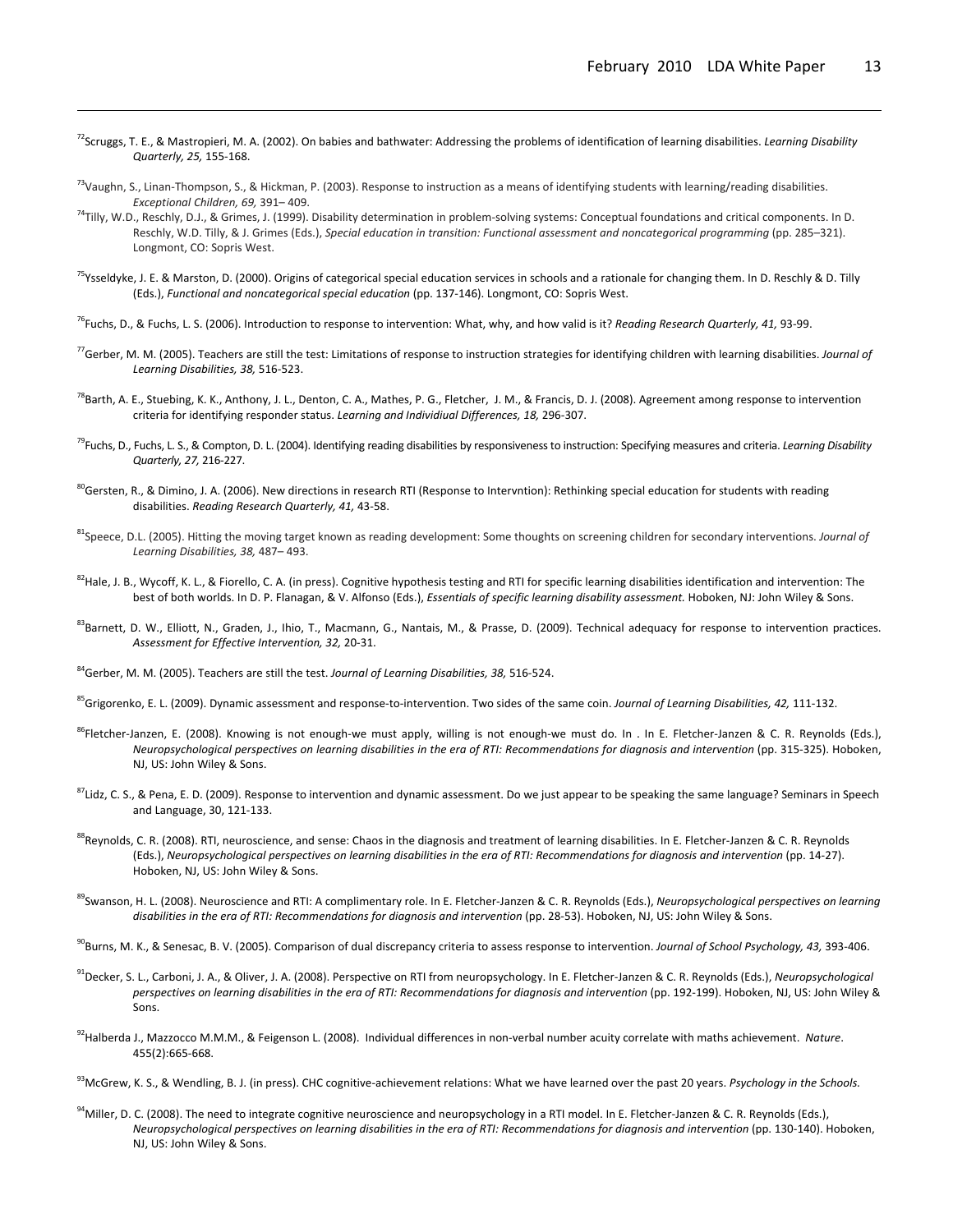[72]Scruggs, T. E., & Mastropieri, M. A. (2002). On babies and bathwater: Addressing the problems of identification of learning disabilities. *Learning Disability Quarterly, 25,* 155-168.

[73]Vaughn, S., Linan-Thompson, S., & Hickman, P. (2003). Response to instruction as a means of identifying students with learning/reading disabilities. *Exceptional Children, 69,* 391– 409.

[74]Tilly, W.D., Reschly, D.J., & Grimes, J. (1999). Disability determination in problem-solving systems: Conceptual foundations and critical components. In D. Reschly, W.D. Tilly, & J. Grimes (Eds.), *Special education in transition: Functional assessment and noncategorical programming* (pp. 285–321). Longmont, CO: Sopris West.

[75]Ysseldyke, J. E. & Marston, D. (2000). Origins of categorical special education services in schools and a rationale for changing them. In D. Reschly & D. Tilly (Eds.), *Functional and noncategorical special education* (pp. 137-146). Longmont, CO: Sopris West.

[76]Fuchs, D., & Fuchs, L. S. (2006). Introduction to response to intervention: What, why, and how valid is it? *Reading Research Quarterly, 41,* 93-99.

[77]Gerber, M. M. (2005). Teachers are still the test: Limitations of response to instruction strategies for identifying children with learning disabilities. *Journal of Learning Disabilities, 38,* 516-523.

[78]Barth, A. E., Stuebing, K. K., Anthony, J. L., Denton, C. A., Mathes, P. G., Fletcher, J. M., & Francis, D. J. (2008). Agreement among response to intervention criteria for identifying responder status. *Learning and Individiual Differences, 18,* 296-307.

[79]Fuchs, D., Fuchs, L. S., & Compton, D. L. (2004). Identifying reading disabilities by responsiveness to instruction: Specifying measures and criteria. *Learning Disability Quarterly, 27,* 216-227.

[80]Gersten, R., & Dimino, J. A. (2006). New directions in research RTI (Response to Intervntion): Rethinking special education for students with reading disabilities. *Reading Research Quarterly, 41,* 43-58.

[81]Speece, D.L. (2005). Hitting the moving target known as reading development: Some thoughts on screening children for secondary interventions. *Journal of Learning Disabilities, 38,* 487– 493.

[82]Hale, J. B., Wycoff, K. L., & Fiorello, C. A. (in press). Cognitive hypothesis testing and RTI for specific learning disabilities identification and intervention: The best of both worlds. In D. P. Flanagan, & V. Alfonso (Eds.), *Essentials of specific learning disability assessment.* Hoboken, NJ: John Wiley & Sons.

[83]Barnett, D. W., Elliott, N., Graden, J., Ihio, T., Macmann, G., Nantais, M., & Prasse, D. (2009). Technical adequacy for response to intervention practices. *Assessment for Effective Intervention, 32,* 20-31.

[84]Gerber, M. M. (2005). Teachers are still the test. *Journal of Learning Disabilities, 38,* 516-524.

[85]Grigorenko, E. L. (2009). Dynamic assessment and response-to-intervention. Two sides of the same coin. *Journal of Learning Disabilities, 42,* 111-132.

[86]Fletcher-Janzen, E. (2008). Knowing is not enough-we must apply, willing is not enough-we must do. In . In E. Fletcher-Janzen & C. R. Reynolds (Eds.), *Neuropsychological perspectives on learning disabilities in the era of RTI: Recommendations for diagnosis and intervention* (pp. 315-325). Hoboken, NJ, US: John Wiley & Sons.

[87]Lidz, C. S., & Pena, E. D. (2009). Response to intervention and dynamic assessment. Do we just appear to be speaking the same language? Seminars in Speech and Language, 30, 121-133.

[88]Reynolds, C. R. (2008). RTI, neuroscience, and sense: Chaos in the diagnosis and treatment of learning disabilities. In E. Fletcher-Janzen & C. R. Reynolds (Eds.), *Neuropsychological perspectives on learning disabilities in the era of RTI: Recommendations for diagnosis and intervention* (pp. 14-27). Hoboken, NJ, US: John Wiley & Sons.

[89]Swanson, H. L. (2008). Neuroscience and RTI: A complimentary role. In E. Fletcher-Janzen & C. R. Reynolds (Eds.), *Neuropsychological perspectives on learning disabilities in the era of RTI: Recommendations for diagnosis and intervention* (pp. 28-53). Hoboken, NJ, US: John Wiley & Sons.

[90]Burns, M. K., & Senesac, B. V. (2005). Comparison of dual discrepancy criteria to assess response to intervention. *Journal of School Psychology, 43,* 393-406.

[91]Decker, S. L., Carboni, J. A., & Oliver, J. A. (2008). Perspective on RTI from neuropsychology. In E. Fletcher-Janzen & C. R. Reynolds (Eds.), *Neuropsychological perspectives on learning disabilities in the era of RTI: Recommendations for diagnosis and intervention* (pp. 192-199). Hoboken, NJ, US: John Wiley & Sons.

[92]Halberda J., Mazzocco M.M.M., & Feigenson L. (2008). Individual differences in non-verbal number acuity correlate with maths achievement. *Nature*. 455(2):665-668.

[93]McGrew, K. S., & Wendling, B. J. (in press). CHC cognitive-achievement relations: What we have learned over the past 20 years. *Psychology in the Schools.*

[94]Miller, D. C. (2008). The need to integrate cognitive neuroscience and neuropsychology in a RTI model. In E. Fletcher-Janzen & C. R. Reynolds (Eds.), *Neuropsychological perspectives on learning disabilities in the era of RTI: Recommendations for diagnosis and intervention* (pp. 130-140). Hoboken, NJ, US: John Wiley & Sons.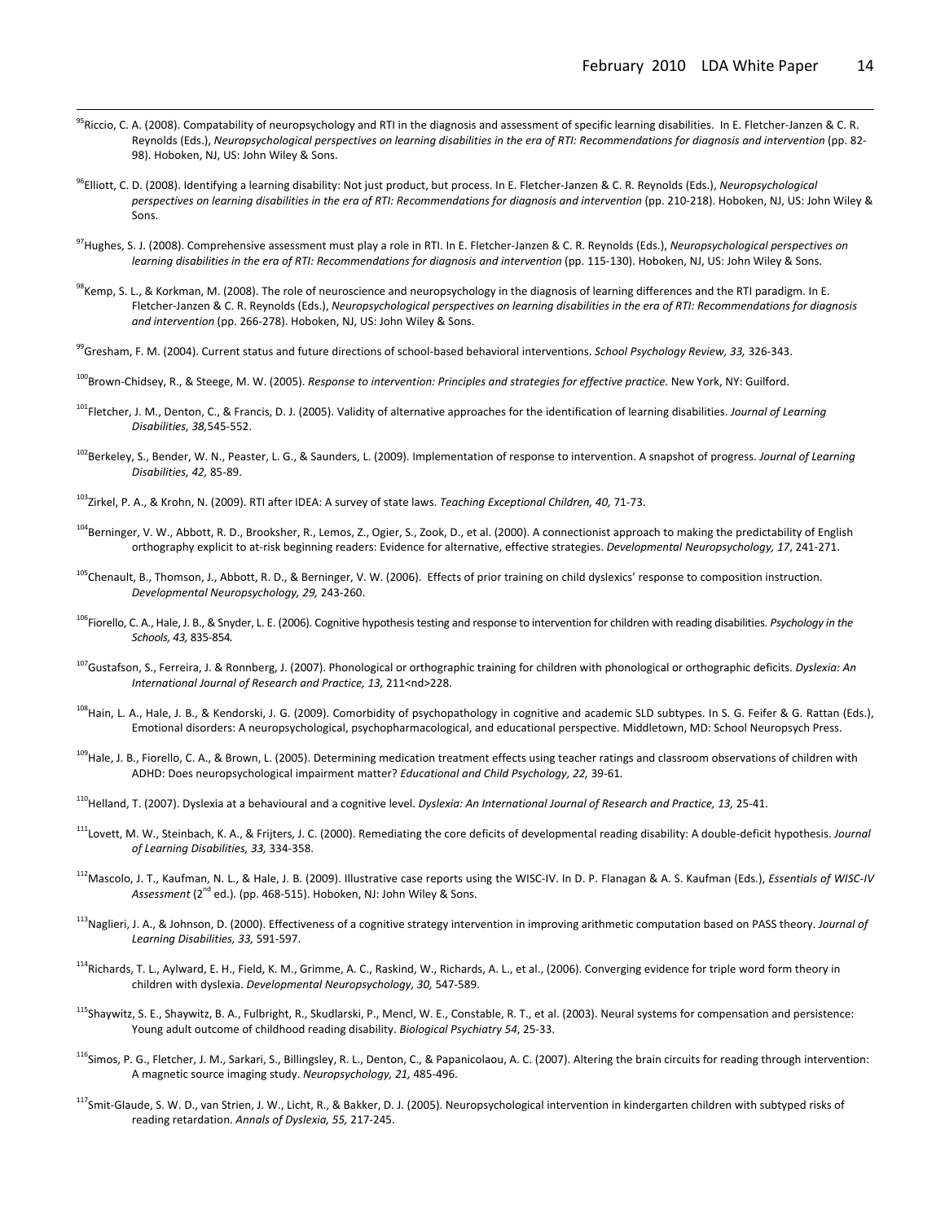[95]Riccio, C. A. (2008). Compatability of neuropsychology and RTI in the diagnosis and assessment of specific learning disabilities. In E. Fletcher-Janzen & C. R. Reynolds (Eds.), *Neuropsychological perspectives on learning disabilities in the era of RTI: Recommendations for diagnosis and intervention* (pp. 82-98). Hoboken, NJ, US: John Wiley & Sons.

[96]Elliott, C. D. (2008). Identifying a learning disability: Not just product, but process. In E. Fletcher-Janzen & C. R. Reynolds (Eds.), *Neuropsychological perspectives on learning disabilities in the era of RTI: Recommendations for diagnosis and intervention* (pp. 210-218). Hoboken, NJ, US: John Wiley & Sons.

[97]Hughes, S. J. (2008). Comprehensive assessment must play a role in RTI. In E. Fletcher-Janzen & C. R. Reynolds (Eds.), *Neuropsychological perspectives on learning disabilities in the era of RTI: Recommendations for diagnosis and intervention* (pp. 115-130). Hoboken, NJ, US: John Wiley & Sons.

[98]Kemp, S. L., & Korkman, M. (2008). The role of neuroscience and neuropsychology in the diagnosis of learning differences and the RTI paradigm. In E. Fletcher-Janzen & C. R. Reynolds (Eds.), *Neuropsychological perspectives on learning disabilities in the era of RTI: Recommendations for diagnosis and intervention* (pp. 266-278). Hoboken, NJ, US: John Wiley & Sons.

[99]Gresham, F. M. (2004). Current status and future directions of school-based behavioral interventions. *School Psychology Review, 33,* 326-343.

[100]Brown-Chidsey, R., & Steege, M. W. (2005). *Response to intervention: Principles and strategies for effective practice.* New York, NY: Guilford.

[101]Fletcher, J. M., Denton, C., & Francis, D. J. (2005). Validity of alternative approaches for the identification of learning disabilities. *Journal of Learning Disabilities, 38,*545-552.

[102]Berkeley, S., Bender, W. N., Peaster, L. G., & Saunders, L. (2009). Implementation of response to intervention. A snapshot of progress. *Journal of Learning Disabilities, 42,* 85-89.

[103]Zirkel, P. A., & Krohn, N. (2009). RTI after IDEA: A survey of state laws. *Teaching Exceptional Children, 40,* 71-73.

[104]Berninger, V. W., Abbott, R. D., Brooksher, R., Lemos, Z., Ogier, S., Zook, D., et al. (2000). A connectionist approach to making the predictability of English orthography explicit to at-risk beginning readers: Evidence for alternative, effective strategies. *Developmental Neuropsychology, 17*, 241-271.

[105]Chenault, B., Thomson, J., Abbott, R. D., & Berninger, V. W. (2006). Effects of prior training on child dyslexics' response to composition instruction. *Developmental Neuropsychology, 29,* 243-260.

[106]Fiorello, C. A., Hale, J. B., & Snyder, L. E. (2006). Cognitive hypothesis testing and response to intervention for children with reading disabilities. *Psychology in the Schools, 43,* 835-854.

[107]Gustafson, S., Ferreira, J. & Ronnberg, J. (2007). Phonological or orthographic training for children with phonological or orthographic deficits. *Dyslexia: An International Journal of Research and Practice, 13,* 211<nd>228.

[108]Hain, L. A., Hale, J. B., & Kendorski, J. G. (2009). Comorbidity of psychopathology in cognitive and academic SLD subtypes. In S. G. Feifer & G. Rattan (Eds.), Emotional disorders: A neuropsychological, psychopharmacological, and educational perspective. Middletown, MD: School Neuropsych Press.

[109]Hale, J. B., Fiorello, C. A., & Brown, L. (2005). Determining medication treatment effects using teacher ratings and classroom observations of children with ADHD: Does neuropsychological impairment matter? *Educational and Child Psychology, 22,* 39-61.

[110]Helland, T. (2007). Dyslexia at a behavioural and a cognitive level. *Dyslexia: An International Journal of Research and Practice, 13,* 25-41.

[111]Lovett, M. W., Steinbach, K. A., & Frijters, J. C. (2000). Remediating the core deficits of developmental reading disability: A double-deficit hypothesis. *Journal of Learning Disabilities, 33,* 334-358.

[112]Mascolo, J. T., Kaufman, N. L., & Hale, J. B. (2009). Illustrative case reports using the WISC-IV. In D. P. Flanagan & A. S. Kaufman (Eds.), *Essentials of WISC-IV Assessment* (2nd ed.). (pp. 468-515). Hoboken, NJ: John Wiley & Sons.

[113]Naglieri, J. A., & Johnson, D. (2000). Effectiveness of a cognitive strategy intervention in improving arithmetic computation based on PASS theory. *Journal of Learning Disabilities, 33,* 591-597.

[114]Richards, T. L., Aylward, E. H., Field, K. M., Grimme, A. C., Raskind, W., Richards, A. L., et al., (2006). Converging evidence for triple word form theory in children with dyslexia. *Developmental Neuropsychology, 30,* 547-589.

[115]Shaywitz, S. E., Shaywitz, B. A., Fulbright, R., Skudlarski, P., Mencl, W. E., Constable, R. T., et al. (2003). Neural systems for compensation and persistence: Young adult outcome of childhood reading disability. *Biological Psychiatry 54*, 25-33.

[116]Simos, P. G., Fletcher, J. M., Sarkari, S., Billingsley, R. L., Denton, C., & Papanicolaou, A. C. (2007). Altering the brain circuits for reading through intervention: A magnetic source imaging study. *Neuropsychology, 21,* 485-496.

[117]Smit-Glaude, S. W. D., van Strien, J. W., Licht, R., & Bakker, D. J. (2005). Neuropsychological intervention in kindergarten children with subtyped risks of reading retardation. *Annals of Dyslexia, 55,* 217-245.